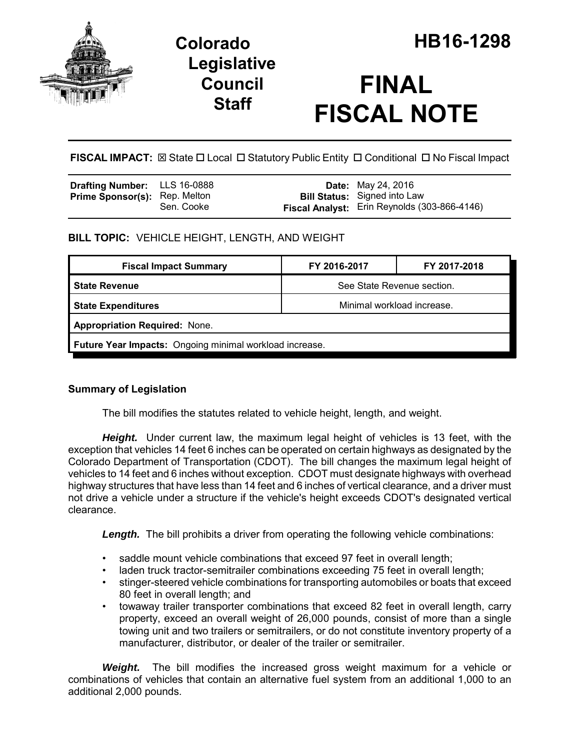# Colorado Legislative Council Staff

# HB16-1298

# FINAL FISCAL NOTE

**FISCAL IMPACT:** ☒ State ☐ Local ☐ Statutory Public Entity ☐ Conditional ☐ No Fiscal Impact

| | | | |
|---|---|---|---|
| **Drafting Number:** | LLS 16-0888 | **Date:** | May 24, 2016 |
| **Prime Sponsor(s):** | Rep. Melton<br>Sen. Cooke | **Bill Status:** | Signed into Law |
| | | **Fiscal Analyst:** | Erin Reynolds (303-866-4146) |

**BILL TOPIC:** VEHICLE HEIGHT, LENGTH, AND WEIGHT

| Fiscal Impact Summary | FY 2016-2017 | FY 2017-2018 |
|---|---|---|
| **State Revenue** | See State Revenue section. | |
| **State Expenditures** | Minimal workload increase. | |
| **Appropriation Required:** None. | | |
| **Future Year Impacts:** Ongoing minimal workload increase. | | |

### Summary of Legislation

The bill modifies the statutes related to vehicle height, length, and weight.

***Height.*** Under current law, the maximum legal height of vehicles is 13 feet, with the exception that vehicles 14 feet 6 inches can be operated on certain highways as designated by the Colorado Department of Transportation (CDOT). The bill changes the maximum legal height of vehicles to 14 feet and 6 inches without exception. CDOT must designate highways with overhead highway structures that have less than 14 feet and 6 inches of vertical clearance, and a driver must not drive a vehicle under a structure if the vehicle's height exceeds CDOT's designated vertical clearance.

***Length.*** The bill prohibits a driver from operating the following vehicle combinations:

- saddle mount vehicle combinations that exceed 97 feet in overall length;
- laden truck tractor-semitrailer combinations exceeding 75 feet in overall length;
- stinger-steered vehicle combinations for transporting automobiles or boats that exceed 80 feet in overall length; and
- towaway trailer transporter combinations that exceed 82 feet in overall length, carry property, exceed an overall weight of 26,000 pounds, consist of more than a single towing unit and two trailers or semitrailers, or do not constitute inventory property of a manufacturer, distributor, or dealer of the trailer or semitrailer.

***Weight.*** The bill modifies the increased gross weight maximum for a vehicle or combinations of vehicles that contain an alternative fuel system from an additional 1,000 to an additional 2,000 pounds.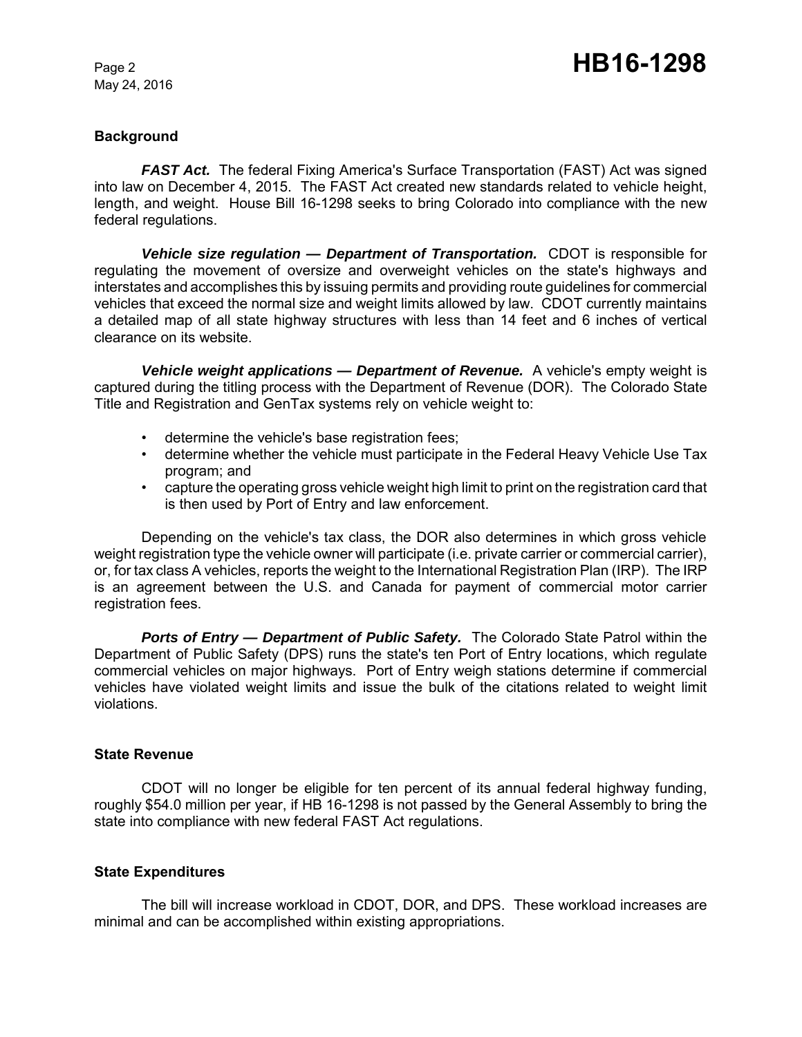## Background

***FAST Act.*** The federal Fixing America's Surface Transportation (FAST) Act was signed into law on December 4, 2015. The FAST Act created new standards related to vehicle height, length, and weight. House Bill 16-1298 seeks to bring Colorado into compliance with the new federal regulations.

***Vehicle size regulation — Department of Transportation.*** CDOT is responsible for regulating the movement of oversize and overweight vehicles on the state's highways and interstates and accomplishes this by issuing permits and providing route guidelines for commercial vehicles that exceed the normal size and weight limits allowed by law. CDOT currently maintains a detailed map of all state highway structures with less than 14 feet and 6 inches of vertical clearance on its website.

***Vehicle weight applications — Department of Revenue.*** A vehicle's empty weight is captured during the titling process with the Department of Revenue (DOR). The Colorado State Title and Registration and GenTax systems rely on vehicle weight to:

- determine the vehicle's base registration fees;
- determine whether the vehicle must participate in the Federal Heavy Vehicle Use Tax program; and
- capture the operating gross vehicle weight high limit to print on the registration card that is then used by Port of Entry and law enforcement.

Depending on the vehicle's tax class, the DOR also determines in which gross vehicle weight registration type the vehicle owner will participate (i.e. private carrier or commercial carrier), or, for tax class A vehicles, reports the weight to the International Registration Plan (IRP). The IRP is an agreement between the U.S. and Canada for payment of commercial motor carrier registration fees.

***Ports of Entry — Department of Public Safety.*** The Colorado State Patrol within the Department of Public Safety (DPS) runs the state's ten Port of Entry locations, which regulate commercial vehicles on major highways. Port of Entry weigh stations determine if commercial vehicles have violated weight limits and issue the bulk of the citations related to weight limit violations.

## State Revenue

CDOT will no longer be eligible for ten percent of its annual federal highway funding, roughly $54.0 million per year, if HB 16-1298 is not passed by the General Assembly to bring the state into compliance with new federal FAST Act regulations.

## State Expenditures

The bill will increase workload in CDOT, DOR, and DPS. These workload increases are minimal and can be accomplished within existing appropriations.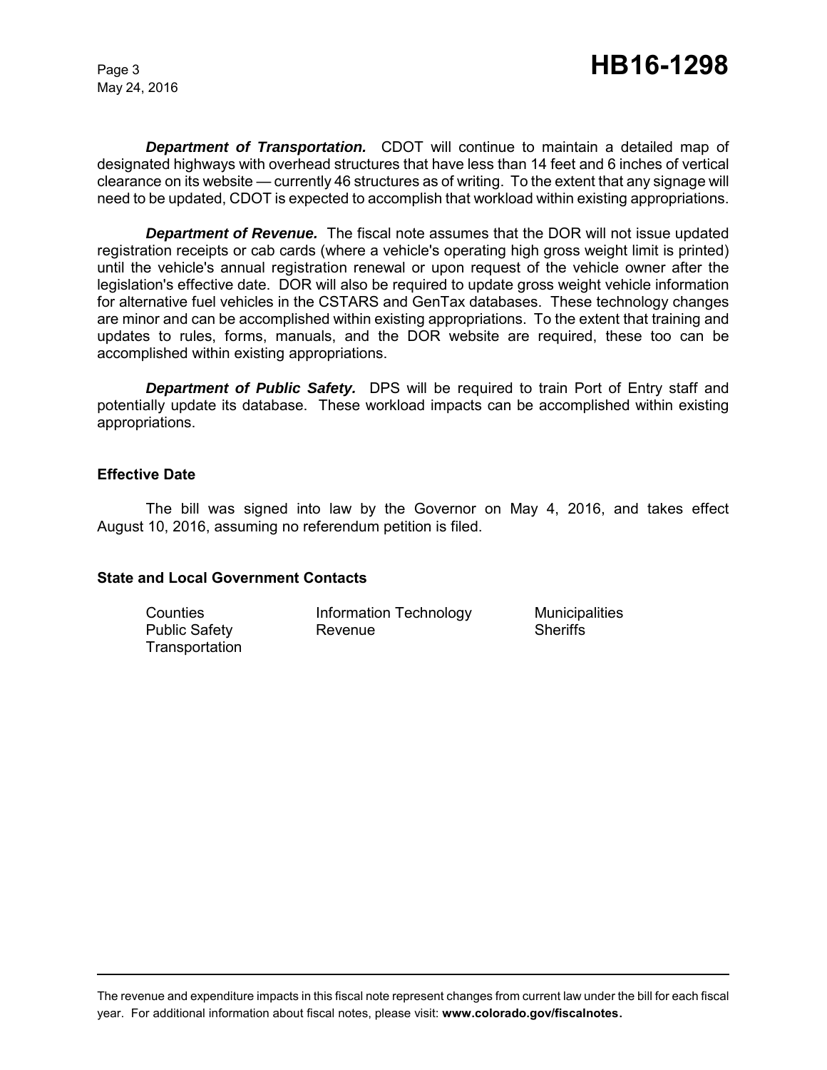***Department of Transportation.*** CDOT will continue to maintain a detailed map of designated highways with overhead structures that have less than 14 feet and 6 inches of vertical clearance on its website — currently 46 structures as of writing. To the extent that any signage will need to be updated, CDOT is expected to accomplish that workload within existing appropriations.

***Department of Revenue.*** The fiscal note assumes that the DOR will not issue updated registration receipts or cab cards (where a vehicle's operating high gross weight limit is printed) until the vehicle's annual registration renewal or upon request of the vehicle owner after the legislation's effective date. DOR will also be required to update gross weight vehicle information for alternative fuel vehicles in the CSTARS and GenTax databases. These technology changes are minor and can be accomplished within existing appropriations. To the extent that training and updates to rules, forms, manuals, and the DOR website are required, these too can be accomplished within existing appropriations.

***Department of Public Safety.*** DPS will be required to train Port of Entry staff and potentially update its database. These workload impacts can be accomplished within existing appropriations.

**Effective Date**

The bill was signed into law by the Governor on May 4, 2016, and takes effect August 10, 2016, assuming no referendum petition is filed.

**State and Local Government Contacts**

| | | |
|---|---|---|
| Counties | Information Technology | Municipalities |
| Public Safety | Revenue | Sheriffs |
| Transportation | | |

The revenue and expenditure impacts in this fiscal note represent changes from current law under the bill for each fiscal year. For additional information about fiscal notes, please visit: **www.colorado.gov/fiscalnotes.**